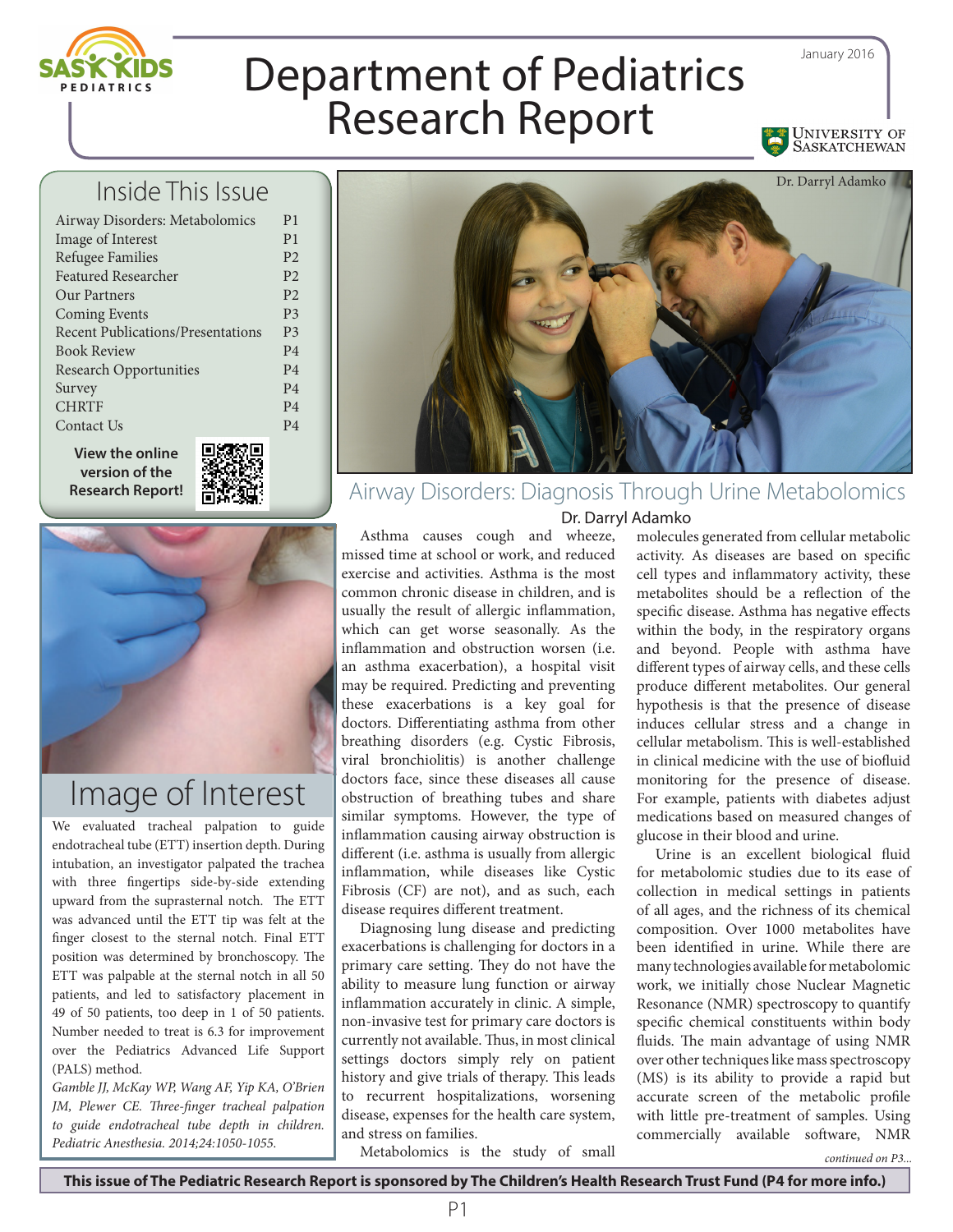# Department of Pediatrics Research Report

January 2016

## Inside This Issue

| | |
|---|---|
| Airway Disorders: Metabolomics | P1 |
| Image of Interest | P1 |
| Refugee Families | P2 |
| Featured Researcher | P2 |
| Our Partners | P2 |
| Coming Events | P3 |
| Recent Publications/Presentations | P3 |
| Book Review | P4 |
| Research Opportunities | P4 |
| Survey | P4 |
| CHRTF | P4 |
| Contact Us | P4 |

**View the online version of the Research Report!**

## Image of Interest

We evaluated tracheal palpation to guide endotracheal tube (ETT) insertion depth. During intubation, an investigator palpated the trachea with three fingertips side-by-side extending upward from the suprasternal notch. The ETT was advanced until the ETT tip was felt at the finger closest to the sternal notch. Final ETT position was determined by bronchoscopy. The ETT was palpable at the sternal notch in all 50 patients, and led to satisfactory placement in 49 of 50 patients, too deep in 1 of 50 patients. Number needed to treat is 6.3 for improvement over the Pediatrics Advanced Life Support (PALS) method.

*Gamble JJ, McKay WP, Wang AF, Yip KA, O'Brien JM, Plewer CE. Three-finger tracheal palpation to guide endotracheal tube depth in children. Pediatric Anesthesia. 2014;24:1050-1055.*

Dr. Darryl Adamko

## Airway Disorders: Diagnosis Through Urine Metabolomics

**Dr. Darryl Adamko**

Asthma causes cough and wheeze, missed time at school or work, and reduced exercise and activities. Asthma is the most common chronic disease in children, and is usually the result of allergic inflammation, which can get worse seasonally. As the inflammation and obstruction worsen (i.e. an asthma exacerbation), a hospital visit may be required. Predicting and preventing these exacerbations is a key goal for doctors. Differentiating asthma from other breathing disorders (e.g. Cystic Fibrosis, viral bronchiolitis) is another challenge doctors face, since these diseases all cause obstruction of breathing tubes and share similar symptoms. However, the type of inflammation causing airway obstruction is different (i.e. asthma is usually from allergic inflammation, while diseases like Cystic Fibrosis (CF) are not), and as such, each disease requires different treatment.

Diagnosing lung disease and predicting exacerbations is challenging for doctors in a primary care setting. They do not have the ability to measure lung function or airway inflammation accurately in clinic. A simple, non-invasive test for primary care doctors is currently not available. Thus, in most clinical settings doctors simply rely on patient history and give trials of therapy. This leads to recurrent hospitalizations, worsening disease, expenses for the health care system, and stress on families.

Metabolomics is the study of small molecules generated from cellular metabolic activity. As diseases are based on specific cell types and inflammatory activity, these metabolites should be a reflection of the specific disease. Asthma has negative effects within the body, in the respiratory organs and beyond. People with asthma have different types of airway cells, and these cells produce different metabolites. Our general hypothesis is that the presence of disease induces cellular stress and a change in cellular metabolism. This is well-established in clinical medicine with the use of biofluid monitoring for the presence of disease. For example, patients with diabetes adjust medications based on measured changes of glucose in their blood and urine.

Urine is an excellent biological fluid for metabolomic studies due to its ease of collection in medical settings in patients of all ages, and the richness of its chemical composition. Over 1000 metabolites have been identified in urine. While there are many technologies available for metabolomic work, we initially chose Nuclear Magnetic Resonance (NMR) spectroscopy to quantify specific chemical constituents within body fluids. The main advantage of using NMR over other techniques like mass spectroscopy (MS) is its ability to provide a rapid but accurate screen of the metabolic profile with little pre-treatment of samples. Using commercially available software, NMR

*continued on P3...*

**This issue of The Pediatric Research Report is sponsored by The Children's Health Research Trust Fund (P4 for more info.)**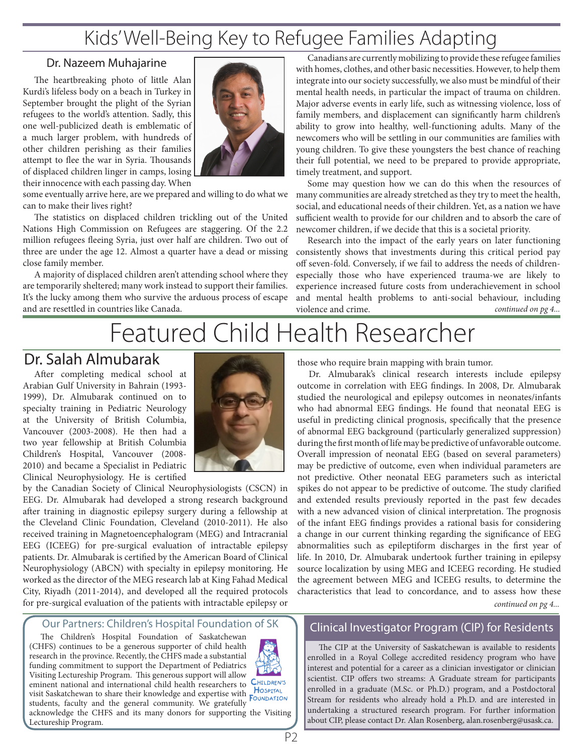# Kids' Well-Being Key to Refugee Families Adapting

## Dr. Nazeem Muhajarine

The heartbreaking photo of little Alan Kurdi's lifeless body on a beach in Turkey in September brought the plight of the Syrian refugees to the world's attention. Sadly, this one well-publicized death is emblematic of a much larger problem, with hundreds of other children perishing as their families attempt to flee the war in Syria. Thousands of displaced children linger in camps, losing their innocence with each passing day. When some eventually arrive here, are we prepared and willing to do what we can to make their lives right?

The statistics on displaced children trickling out of the United Nations High Commission on Refugees are staggering. Of the 2.2 million refugees fleeing Syria, just over half are children. Two out of three are under the age 12. Almost a quarter have a dead or missing close family member.

A majority of displaced children aren't attending school where they are temporarily sheltered; many work instead to support their families. It's the lucky among them who survive the arduous process of escape and are resettled in countries like Canada.

Canadians are currently mobilizing to provide these refugee families with homes, clothes, and other basic necessities. However, to help them integrate into our society successfully, we also must be mindful of their mental health needs, in particular the impact of trauma on children. Major adverse events in early life, such as witnessing violence, loss of family members, and displacement can significantly harm children's ability to grow into healthy, well-functioning adults. Many of the newcomers who will be settling in our communities are families with young children. To give these youngsters the best chance of reaching their full potential, we need to be prepared to provide appropriate, timely treatment, and support.

Some may question how we can do this when the resources of many communities are already stretched as they try to meet the health, social, and educational needs of their children. Yet, as a nation we have sufficient wealth to provide for our children and to absorb the care of newcomer children, if we decide that this is a societal priority.

Research into the impact of the early years on later functioning consistently shows that investments during this critical period pay off seven-fold. Conversely, if we fail to address the needs of children-especially those who have experienced trauma-we are likely to experience increased future costs from underachievement in school and mental health problems to anti-social behaviour, including violence and crime.

*continued on pg 4...*

# Featured Child Health Researcher

## Dr. Salah Almubarak

After completing medical school at Arabian Gulf University in Bahrain (1993-1999), Dr. Almubarak continued on to specialty training in Pediatric Neurology at the University of British Columbia, Vancouver (2003-2008). He then had a two year fellowship at British Columbia Children's Hospital, Vancouver (2008-2010) and became a Specialist in Pediatric Clinical Neurophysiology. He is certified by the Canadian Society of Clinical Neurophysiologists (CSCN) in EEG. Dr. Almubarak had developed a strong research background after training in diagnostic epilepsy surgery during a fellowship at the Cleveland Clinic Foundation, Cleveland (2010-2011). He also received training in Magnetoencephalogram (MEG) and Intracranial EEG (ICEEG) for pre-surgical evaluation of intractable epilepsy patients. Dr. Almubarak is certified by the American Board of Clinical Neurophysiology (ABCN) with specialty in epilepsy monitoring. He worked as the director of the MEG research lab at King Fahad Medical City, Riyadh (2011-2014), and developed all the required protocols for pre-surgical evaluation of the patients with intractable epilepsy or those who require brain mapping with brain tumor.

Dr. Almubarak's clinical research interests include epilepsy outcome in correlation with EEG findings. In 2008, Dr. Almubarak studied the neurological and epilepsy outcomes in neonates/infants who had abnormal EEG findings. He found that neonatal EEG is useful in predicting clinical prognosis, specifically that the presence of abnormal EEG background (particularly generalized suppression) during the first month of life may be predictive of unfavorable outcome. Overall impression of neonatal EEG (based on several parameters) may be predictive of outcome, even when individual parameters are not predictive. Other neonatal EEG parameters such as interictal spikes do not appear to be predictive of outcome. The study clarified and extended results previously reported in the past few decades with a new advanced vision of clinical interpretation. The prognosis of the infant EEG findings provides a rational basis for considering a change in our current thinking regarding the significance of EEG abnormalities such as epileptiform discharges in the first year of life. In 2010, Dr. Almubarak undertook further training in epilepsy source localization by using MEG and ICEEG recording. He studied the agreement between MEG and ICEEG results, to determine the characteristics that lead to concordance, and to assess how these

*continued on pg 4...*

### Our Partners: Children's Hospital Foundation of SK

The Children's Hospital Foundation of Saskatchewan (CHFS) continues to be a generous supporter of child health research in the province. Recently, the CHFS made a substantial funding commitment to support the Department of Pediatrics Visiting Lectureship Program. This generous support will allow eminent national and international child health researchers to visit Saskatchewan to share their knowledge and expertise with students, faculty and the general community. We gratefully acknowledge the CHFS and its many donors for supporting the Visiting Lectureship Program.

### Clinical Investigator Program (CIP) for Residents

The CIP at the University of Saskatchewan is available to residents enrolled in a Royal College accredited residency program who have interest and potential for a career as a clinician investigator or clinician scientist. CIP offers two streams: A Graduate stream for participants enrolled in a graduate (M.Sc. or Ph.D.) program, and a Postdoctoral Stream for residents who already hold a Ph.D. and are interested in undertaking a structured research program. For further information about CIP, please contact Dr. Alan Rosenberg, alan.rosenberg@usask.ca.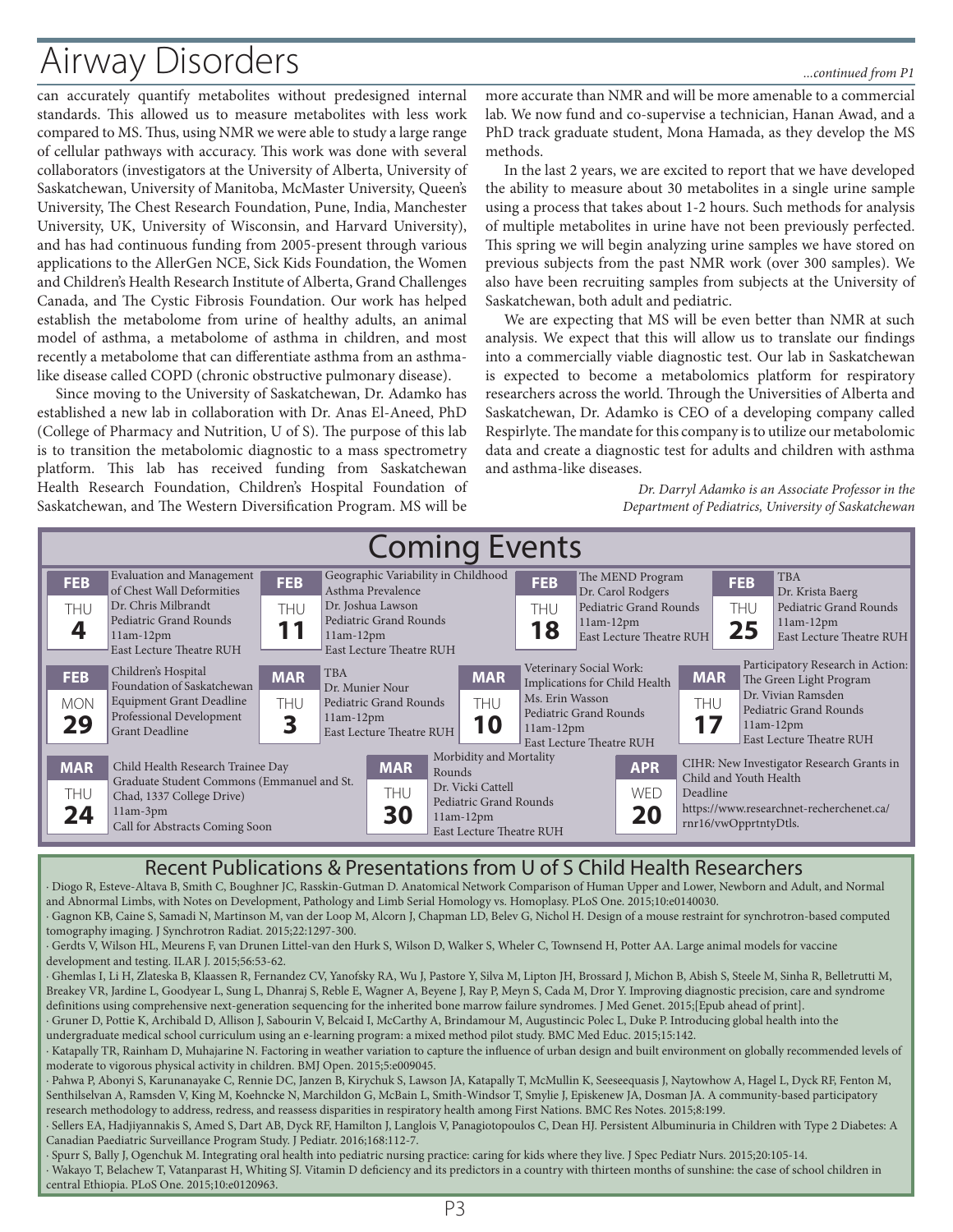# Airway Disorders

*...continued from P1*

can accurately quantify metabolites without predesigned internal standards. This allowed us to measure metabolites with less work compared to MS. Thus, using NMR we were able to study a large range of cellular pathways with accuracy. This work was done with several collaborators (investigators at the University of Alberta, University of Saskatchewan, University of Manitoba, McMaster University, Queen's University, The Chest Research Foundation, Pune, India, Manchester University, UK, University of Wisconsin, and Harvard University), and has had continuous funding from 2005-present through various applications to the AllerGen NCE, Sick Kids Foundation, the Women and Children's Health Research Institute of Alberta, Grand Challenges Canada, and The Cystic Fibrosis Foundation. Our work has helped establish the metabolome from urine of healthy adults, an animal model of asthma, a metabolome of asthma in children, and most recently a metabolome that can differentiate asthma from an asthma-like disease called COPD (chronic obstructive pulmonary disease).

Since moving to the University of Saskatchewan, Dr. Adamko has established a new lab in collaboration with Dr. Anas El-Aneed, PhD (College of Pharmacy and Nutrition, U of S). The purpose of this lab is to transition the metabolomic diagnostic to a mass spectrometry platform. This lab has received funding from Saskatchewan Health Research Foundation, Children's Hospital Foundation of Saskatchewan, and The Western Diversification Program. MS will be more accurate than NMR and will be more amenable to a commercial lab. We now fund and co-supervise a technician, Hanan Awad, and a PhD track graduate student, Mona Hamada, as they develop the MS methods.

In the last 2 years, we are excited to report that we have developed the ability to measure about 30 metabolites in a single urine sample using a process that takes about 1-2 hours. Such methods for analysis of multiple metabolites in urine have not been previously perfected. This spring we will begin analyzing urine samples we have stored on previous subjects from the past NMR work (over 300 samples). We also have been recruiting samples from subjects at the University of Saskatchewan, both adult and pediatric.

We are expecting that MS will be even better than NMR at such analysis. We expect that this will allow us to translate our findings into a commercially viable diagnostic test. Our lab in Saskatchewan is expected to become a metabolomics platform for respiratory researchers across the world. Through the Universities of Alberta and Saskatchewan, Dr. Adamko is CEO of a developing company called Respirlyte. The mandate for this company is to utilize our metabolomic data and create a diagnostic test for adults and children with asthma and asthma-like diseases.

*Dr. Darryl Adamko is an Associate Professor in the Department of Pediatrics, University of Saskatchewan*

## Coming Events

**FEB THU 4** — Evaluation and Management of Chest Wall Deformities; Dr. Chris Milbrandt; Pediatric Grand Rounds; 11am-12pm; East Lecture Theatre RUH

**FEB THU 11** — Geographic Variability in Childhood Asthma Prevalence; Dr. Joshua Lawson; Pediatric Grand Rounds; 11am-12pm; East Lecture Theatre RUH

**FEB THU 18** — The MEND Program; Dr. Carol Rodgers; Pediatric Grand Rounds; 11am-12pm; East Lecture Theatre RUH

**FEB THU 25** — TBA; Dr. Krista Baerg; Pediatric Grand Rounds; 11am-12pm; East Lecture Theatre RUH

**FEB MON 29** — Children's Hospital Foundation of Saskatchewan Equipment Grant Deadline; Professional Development Grant Deadline

**MAR THU 3** — TBA; Dr. Munier Nour; Pediatric Grand Rounds; 11am-12pm; East Lecture Theatre RUH

**MAR THU 10** — Veterinary Social Work: Implications for Child Health; Ms. Erin Wasson; Pediatric Grand Rounds; 11am-12pm; East Lecture Theatre RUH

**MAR THU 17** — Participatory Research in Action: The Green Light Program; Dr. Vivian Ramsden; Pediatric Grand Rounds; 11am-12pm; East Lecture Theatre RUH

**MAR THU 24** — Child Health Research Trainee Day; Graduate Student Commons (Emmanuel and St. Chad, 1337 College Drive); 11am-3pm; Call for Abstracts Coming Soon

**MAR THU 30** — Morbidity and Mortality Rounds; Dr. Vicki Cattell; Pediatric Grand Rounds; 11am-12pm; East Lecture Theatre RUH

**APR WED 20** — CIHR: New Investigator Research Grants in Child and Youth Health; Deadline; https://www.researchnet-recherchenet.ca/rnr16/vwOpprtntyDtls.

## Recent Publications & Presentations from U of S Child Health Researchers

- Diogo R, Esteve-Altava B, Smith C, Boughner JC, Rasskin-Gutman D. Anatomical Network Comparison of Human Upper and Lower, Newborn and Adult, and Normal and Abnormal Limbs, with Notes on Development, Pathology and Limb Serial Homology vs. Homoplasy. PLoS One. 2015;10:e0140030.
- Gagnon KB, Caine S, Samadi N, Martinson M, van der Loop M, Alcorn J, Chapman LD, Belev G, Nichol H. Design of a mouse restraint for synchrotron-based computed tomography imaging. J Synchrotron Radiat. 2015;22:1297-300.
- Gerdts V, Wilson HL, Meurens F, van Drunen Littel-van den Hurk S, Wilson D, Walker S, Wheler C, Townsend H, Potter AA. Large animal models for vaccine development and testing. ILAR J. 2015;56:53-62.
- Ghemlas I, Li H, Zlateska B, Klaassen R, Fernandez CV, Yanofsky RA, Wu J, Pastore Y, Silva M, Lipton JH, Brossard J, Michon B, Abish S, Steele M, Sinha R, Belletrutti M, Breakey VR, Jardine L, Goodyear L, Sung L, Dhanraj S, Reble E, Wagner A, Beyene J, Ray P, Meyn S, Cada M, Dror Y. Improving diagnostic precision, care and syndrome definitions using comprehensive next-generation sequencing for the inherited bone marrow failure syndromes. J Med Genet. 2015;[Epub ahead of print].
- Gruner D, Pottie K, Archibald D, Allison J, Sabourin V, Belcaid I, McCarthy A, Brindamour M, Augustincic Polec L, Duke P. Introducing global health into the undergraduate medical school curriculum using an e-learning program: a mixed method pilot study. BMC Med Educ. 2015;15:142.
- Katapally TR, Rainham D, Muhajarine N. Factoring in weather variation to capture the influence of urban design and built environment on globally recommended levels of moderate to vigorous physical activity in children. BMJ Open. 2015;5:e009045.
- Pahwa P, Abonyi S, Karunanayake C, Rennie DC, Janzen B, Kirychuk S, Lawson JA, Katapally T, McMullin K, Seeseequasis J, Naytowhow A, Hagel L, Dyck RF, Fenton M, Senthilselvan A, Ramsden V, King M, Koehncke N, Marchildon G, McBain L, Smith-Windsor T, Smylie J, Episkenew JA, Dosman JA. A community-based participatory research methodology to address, redress, and reassess disparities in respiratory health among First Nations. BMC Res Notes. 2015;8:199.
- Sellers EA, Hadjiyannakis S, Amed S, Dart AB, Dyck RF, Hamilton J, Langlois V, Panagiotopoulos C, Dean HJ. Persistent Albuminuria in Children with Type 2 Diabetes: A Canadian Paediatric Surveillance Program Study. J Pediatr. 2016;168:112-7.
- Spurr S, Bally J, Ogenchuk M. Integrating oral health into pediatric nursing practice: caring for kids where they live. J Spec Pediatr Nurs. 2015;20:105-14.
- Wakayo T, Belachew T, Vatanparast H, Whiting SJ. Vitamin D deficiency and its predictors in a country with thirteen months of sunshine: the case of school children in central Ethiopia. PLoS One. 2015;10:e0120963.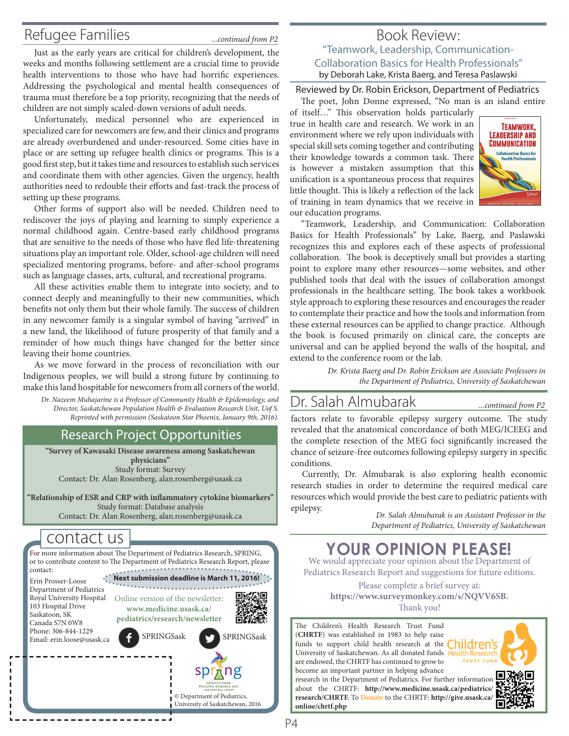## Refugee Families

*...continued from P2*

Just as the early years are critical for children's development, the weeks and months following settlement are a crucial time to provide health interventions to those who have had horrific experiences. Addressing the psychological and mental health consequences of trauma must therefore be a top priority, recognizing that the needs of children are not simply scaled-down versions of adult needs.

Unfortunately, medical personnel who are experienced in specialized care for newcomers are few, and their clinics and programs are already overburdened and under-resourced. Some cities have in place or are setting up refugee health clinics or programs. This is a good first step, but it takes time and resources to establish such services and coordinate them with other agencies. Given the urgency, health authorities need to redouble their efforts and fast-track the process of setting up these programs.

Other forms of support also will be needed. Children need to rediscover the joys of playing and learning to simply experience a normal childhood again. Centre-based early childhood programs that are sensitive to the needs of those who have fled life-threatening situations play an important role. Older, school-age children will need specialized mentoring programs, before- and after-school programs such as language classes, arts, cultural, and recreational programs.

All these activities enable them to integrate into society, and to connect deeply and meaningfully to their new communities, which benefits not only them but their whole family. The success of children in any newcomer family is a singular symbol of having "arrived" in a new land, the likelihood of future prosperity of that family and a reminder of how much things have changed for the better since leaving their home countries.

As we move forward in the process of reconciliation with our Indigenous peoples, we will build a strong future by continuing to make this land hospitable for newcomers from all corners of the world.

*Dr. Nazeem Muhajarine is a Professor of Community Health & Epidemiology, and Director, Saskatchewan Population Health & Evaluation Research Unit, U of S. Reprinted with permission (Saskatoon Star Phoenix, January 9th, 2016).*

## Research Project Opportunities

**"Survey of Kawasaki Disease awareness among Saskatchewan physicians"**
Study format: Survey
Contact: Dr. Alan Rosenberg, alan.rosenberg@usask.ca

**"Relationship of ESR and CRP with inflammatory cytokine biomarkers"**
Study format: Database analysis
Contact: Dr. Alan Rosenberg, alan.rosenberg@usask.ca

## contact us

For more information about The Department of Pediatrics Research, SPRING, or to contribute content to The Department of Pediatrics Research Report, please contact:

**Next submission deadline is March 11, 2016!**

Erin Prosser-Loose
Department of Pediatrics
Royal University Hospital
103 Hospital Drive
Saskatoon, SK
Canada S7N 0W8
Phone: 306-844-1229
Email: erin.loose@usask.ca

Online version of the newsletter:
**www.medicine.usask.ca/pediatrics/research/newsletter**

SPRINGSask

SPRINGSask

spring
SASKATCHEWAN PEDIATRIC RESEARCH AND INNOVATION GROUP

© Department of Pediatrics, University of Saskatchewan, 2016

## Book Review:

### "Teamwork, Leadership, Communication-Collaboration Basics for Health Professionals"

by Deborah Lake, Krista Baerg, and Teresa Paslawski

Reviewed by Dr. Robin Erickson, Department of Pediatrics

The poet, John Donne expressed, "No man is an island entire of itself…" This observation holds particularly true in health care and research. We work in an environment where we rely upon individuals with special skill sets coming together and contributing their knowledge towards a common task. There is however a mistaken assumption that this unification is a spontaneous process that requires little thought. This is likely a reflection of the lack of training in team dynamics that we receive in our education programs.

"Teamwork, Leadership, and Communication: Collaboration Basics for Health Professionals" by Lake, Baerg, and Paslawski recognizes this and explores each of these aspects of professional collaboration. The book is deceptively small but provides a starting point to explore many other resources—some websites, and other published tools that deal with the issues of collaboration amongst professionals in the healthcare setting. The book takes a workbook style approach to exploring these resources and encourages the reader to contemplate their practice and how the tools and information from these external resources can be applied to change practice. Although the book is focused primarily on clinical care, the concepts are universal and can be applied beyond the walls of the hospital, and extend to the conference room or the lab.

*Dr. Krista Baerg and Dr. Robin Erickson are Associate Professors in the Department of Pediatrics, University of Saskatchewan*

## Dr. Salah Almubarak

*...continued from P2*

factors relate to favorable epilepsy surgery outcome. The study revealed that the anatomical concordance of both MEG/ICEEG and the complete resection of the MEG foci significantly increased the chance of seizure-free outcomes following epilepsy surgery in specific conditions.

Currently, Dr. Almubarak is also exploring health economic research studies in order to determine the required medical care resources which would provide the best care to pediatric patients with epilepsy.

*Dr. Salah Almubarak is an Assistant Professor in the Department of Pediatrics, University of Saskatchewan*

## YOUR OPINION PLEASE!

We would appreciate your opinion about the Department of Pediatrics Research Report and suggestions for future editions.

Please complete a brief survey at:
**https://www.surveymonkey.com/s/NQVV6SB.**
Thank you!

The Children's Health Research Trust Fund (**CHRTF**) was established in 1983 to help raise funds to support child health research at the University of Saskatchewan. As all donated funds are endowed, the CHRTF has continued to grow to become an important partner in helping advance research in the Department of Pediatrics. For further information about the CHRTF: **http://www.medicine.usask.ca/pediatrics/research/CHRTF.** To Donate to the CHRTF: **http://give.usask.ca/online/chrtf.php**

Children's Health Research TRUST FUND